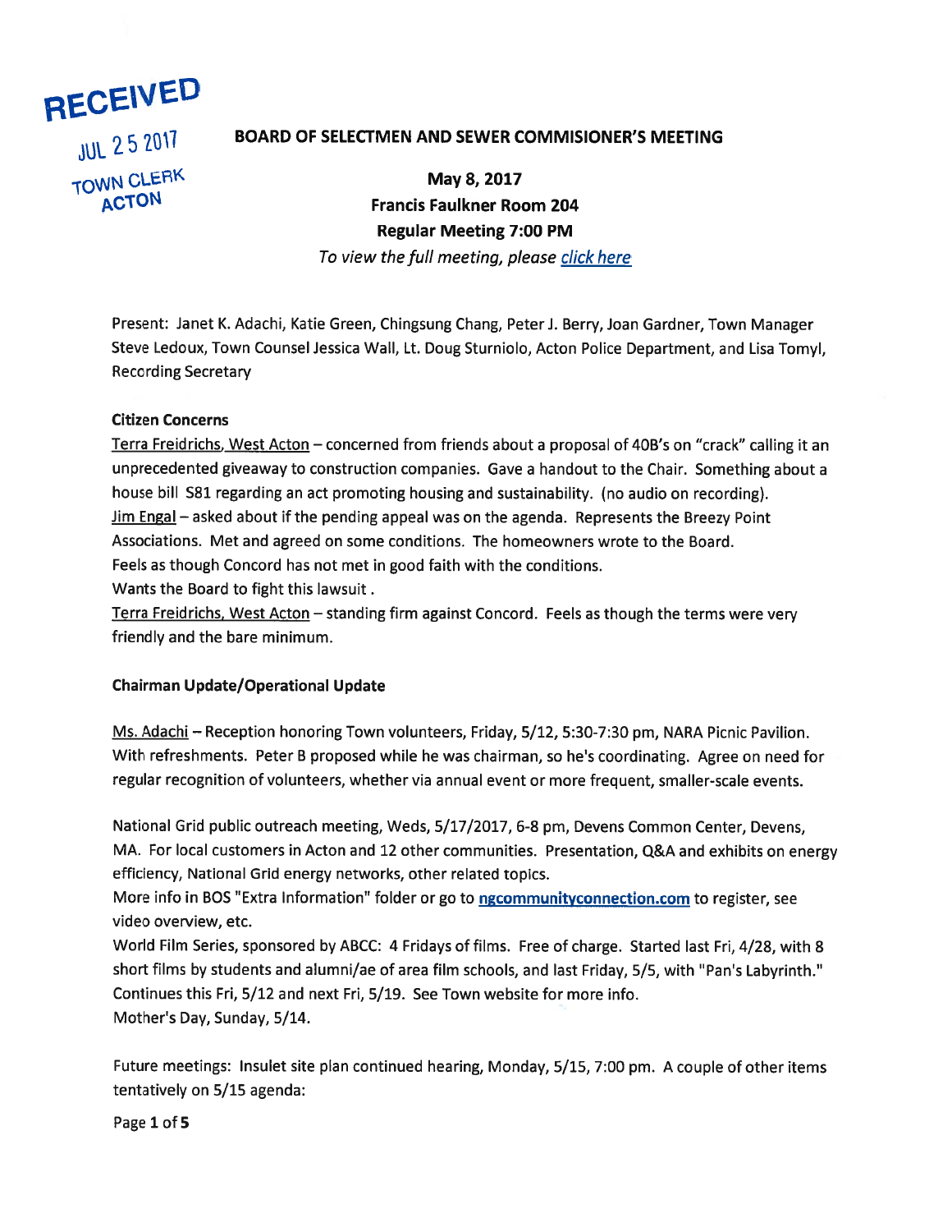RECEIVED
JUL 25 2017
TOWN CLERK
ACTON

# BOARD OF SELECTMEN AND SEWER COMMISIONER'S MEETING

**May 8, 2017**
**Francis Faulkner Room 204**
**Regular Meeting 7:00 PM**

*To view the full meeting, please click here*

Present: Janet K. Adachi, Katie Green, Chingsung Chang, Peter J. Berry, Joan Gardner, Town Manager Steve Ledoux, Town Counsel Jessica Wall, Lt. Doug Sturniolo, Acton Police Department, and Lisa Tomyl, Recording Secretary

**Citizen Concerns**

Terra Freidrichs, West Acton – concerned from friends about a proposal of 40B's on "crack" calling it an unprecedented giveaway to construction companies. Gave a handout to the Chair. Something about a house bill S81 regarding an act promoting housing and sustainability. (no audio on recording).

Jim Engal – asked about if the pending appeal was on the agenda. Represents the Breezy Point Associations. Met and agreed on some conditions. The homeowners wrote to the Board.
Feels as though Concord has not met in good faith with the conditions.
Wants the Board to fight this lawsuit .

Terra Freidrichs, West Acton – standing firm against Concord. Feels as though the terms were very friendly and the bare minimum.

**Chairman Update/Operational Update**

Ms. Adachi – Reception honoring Town volunteers, Friday, 5/12, 5:30-7:30 pm, NARA Picnic Pavilion. With refreshments. Peter B proposed while he was chairman, so he's coordinating. Agree on need for regular recognition of volunteers, whether via annual event or more frequent, smaller-scale events.

National Grid public outreach meeting, Weds, 5/17/2017, 6-8 pm, Devens Common Center, Devens, MA. For local customers in Acton and 12 other communities. Presentation, Q&A and exhibits on energy efficiency, National Grid energy networks, other related topics.
More info in BOS "Extra Information" folder or go to **ngcommunityconnection.com** to register, see video overview, etc.
World Film Series, sponsored by ABCC: 4 Fridays of films. Free of charge. Started last Fri, 4/28, with 8 short films by students and alumni/ae of area film schools, and last Friday, 5/5, with "Pan's Labyrinth." Continues this Fri, 5/12 and next Fri, 5/19. See Town website for more info.
Mother's Day, Sunday, 5/14.

Future meetings: Insulet site plan continued hearing, Monday, 5/15, 7:00 pm. A couple of other items tentatively on 5/15 agenda: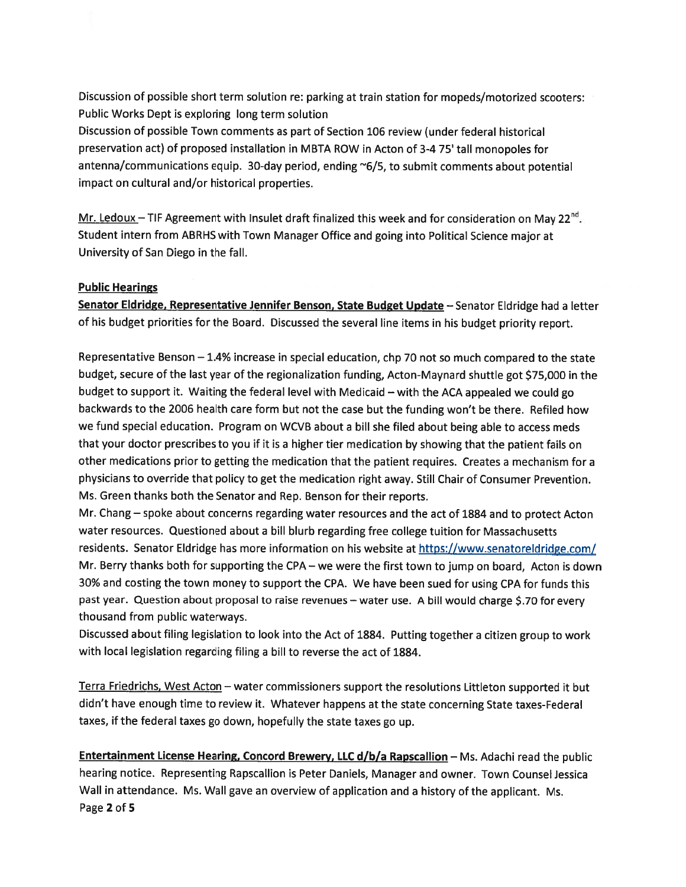Discussion of possible short term solution re: parking at train station for mopeds/motorized scooters: Public Works Dept is exploring long term solution

Discussion of possible Town comments as part of Section 106 review (under federal historical preservation act) of proposed installation in MBTA ROW in Acton of 3-4 75' tall monopoles for antenna/communications equip. 30-day period, ending ~6/5, to submit comments about potential impact on cultural and/or historical properties.

<u>Mr. Ledoux</u> – TIF Agreement with Insulet draft finalized this week and for consideration on May 22nd. Student intern from ABRHS with Town Manager Office and going into Political Science major at University of San Diego in the fall.

**Public Hearings**

**Senator Eldridge, Representative Jennifer Benson, State Budget Update** – Senator Eldridge had a letter of his budget priorities for the Board. Discussed the several line items in his budget priority report.

Representative Benson – 1.4% increase in special education, chp 70 not so much compared to the state budget, secure of the last year of the regionalization funding, Acton-Maynard shuttle got $75,000 in the budget to support it. Waiting the federal level with Medicaid – with the ACA appealed we could go backwards to the 2006 health care form but not the case but the funding won't be there. Refiled how we fund special education. Program on WCVB about a bill she filed about being able to access meds that your doctor prescribes to you if it is a higher tier medication by showing that the patient fails on other medications prior to getting the medication that the patient requires. Creates a mechanism for a physicians to override that policy to get the medication right away. Still Chair of Consumer Prevention. Ms. Green thanks both the Senator and Rep. Benson for their reports.

Mr. Chang – spoke about concerns regarding water resources and the act of 1884 and to protect Acton water resources. Questioned about a bill blurb regarding free college tuition for Massachusetts residents. Senator Eldridge has more information on his website at https://www.senatoreldridge.com/

Mr. Berry thanks both for supporting the CPA – we were the first town to jump on board, Acton is down 30% and costing the town money to support the CPA. We have been sued for using CPA for funds this past year. Question about proposal to raise revenues – water use. A bill would charge $.70 for every thousand from public waterways.

Discussed about filing legislation to look into the Act of 1884. Putting together a citizen group to work with local legislation regarding filing a bill to reverse the act of 1884.

<u>Terra Friedrichs, West Acton</u> – water commissioners support the resolutions Littleton supported it but didn't have enough time to review it. Whatever happens at the state concerning State taxes-Federal taxes, if the federal taxes go down, hopefully the state taxes go up.

**Entertainment License Hearing, Concord Brewery, LLC d/b/a Rapscallion** – Ms. Adachi read the public hearing notice. Representing Rapscallion is Peter Daniels, Manager and owner. Town Counsel Jessica Wall in attendance. Ms. Wall gave an overview of application and a history of the applicant. Ms.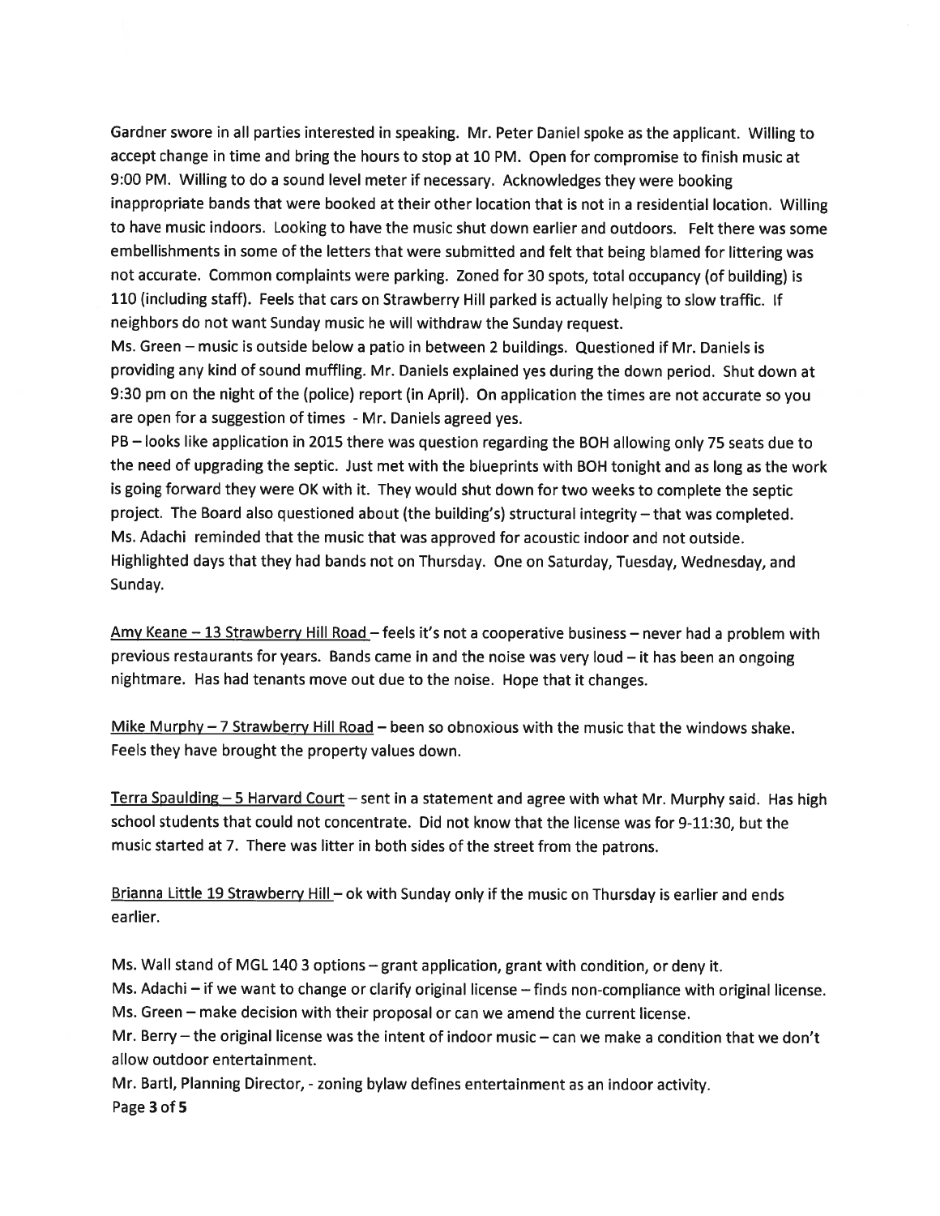Gardner swore in all parties interested in speaking. Mr. Peter Daniel spoke as the applicant. Willing to accept change in time and bring the hours to stop at 10 PM. Open for compromise to finish music at 9:00 PM. Willing to do a sound level meter if necessary. Acknowledges they were booking inappropriate bands that were booked at their other location that is not in a residential location. Willing to have music indoors. Looking to have the music shut down earlier and outdoors. Felt there was some embellishments in some of the letters that were submitted and felt that being blamed for littering was not accurate. Common complaints were parking. Zoned for 30 spots, total occupancy (of building) is 110 (including staff). Feels that cars on Strawberry Hill parked is actually helping to slow traffic. If neighbors do not want Sunday music he will withdraw the Sunday request.

Ms. Green – music is outside below a patio in between 2 buildings. Questioned if Mr. Daniels is providing any kind of sound muffling. Mr. Daniels explained yes during the down period. Shut down at 9:30 pm on the night of the (police) report (in April). On application the times are not accurate so you are open for a suggestion of times - Mr. Daniels agreed yes.

PB – looks like application in 2015 there was question regarding the BOH allowing only 75 seats due to the need of upgrading the septic. Just met with the blueprints with BOH tonight and as long as the work is going forward they were OK with it. They would shut down for two weeks to complete the septic project. The Board also questioned about (the building's) structural integrity – that was completed.

Ms. Adachi reminded that the music that was approved for acoustic indoor and not outside. Highlighted days that they had bands not on Thursday. One on Saturday, Tuesday, Wednesday, and Sunday.

<u>Amy Keane – 13 Strawberry Hill Road</u> – feels it's not a cooperative business – never had a problem with previous restaurants for years. Bands came in and the noise was very loud – it has been an ongoing nightmare. Has had tenants move out due to the noise. Hope that it changes.

<u>Mike Murphy – 7 Strawberry Hill Road</u> – been so obnoxious with the music that the windows shake. Feels they have brought the property values down.

<u>Terra Spaulding – 5 Harvard Court</u> – sent in a statement and agree with what Mr. Murphy said. Has high school students that could not concentrate. Did not know that the license was for 9-11:30, but the music started at 7. There was litter in both sides of the street from the patrons.

<u>Brianna Little 19 Strawberry Hill</u> – ok with Sunday only if the music on Thursday is earlier and ends earlier.

Ms. Wall stand of MGL 140 3 options – grant application, grant with condition, or deny it.

Ms. Adachi – if we want to change or clarify original license – finds non-compliance with original license.

Ms. Green – make decision with their proposal or can we amend the current license.

Mr. Berry – the original license was the intent of indoor music – can we make a condition that we don't allow outdoor entertainment.

Mr. Bartl, Planning Director, - zoning bylaw defines entertainment as an indoor activity.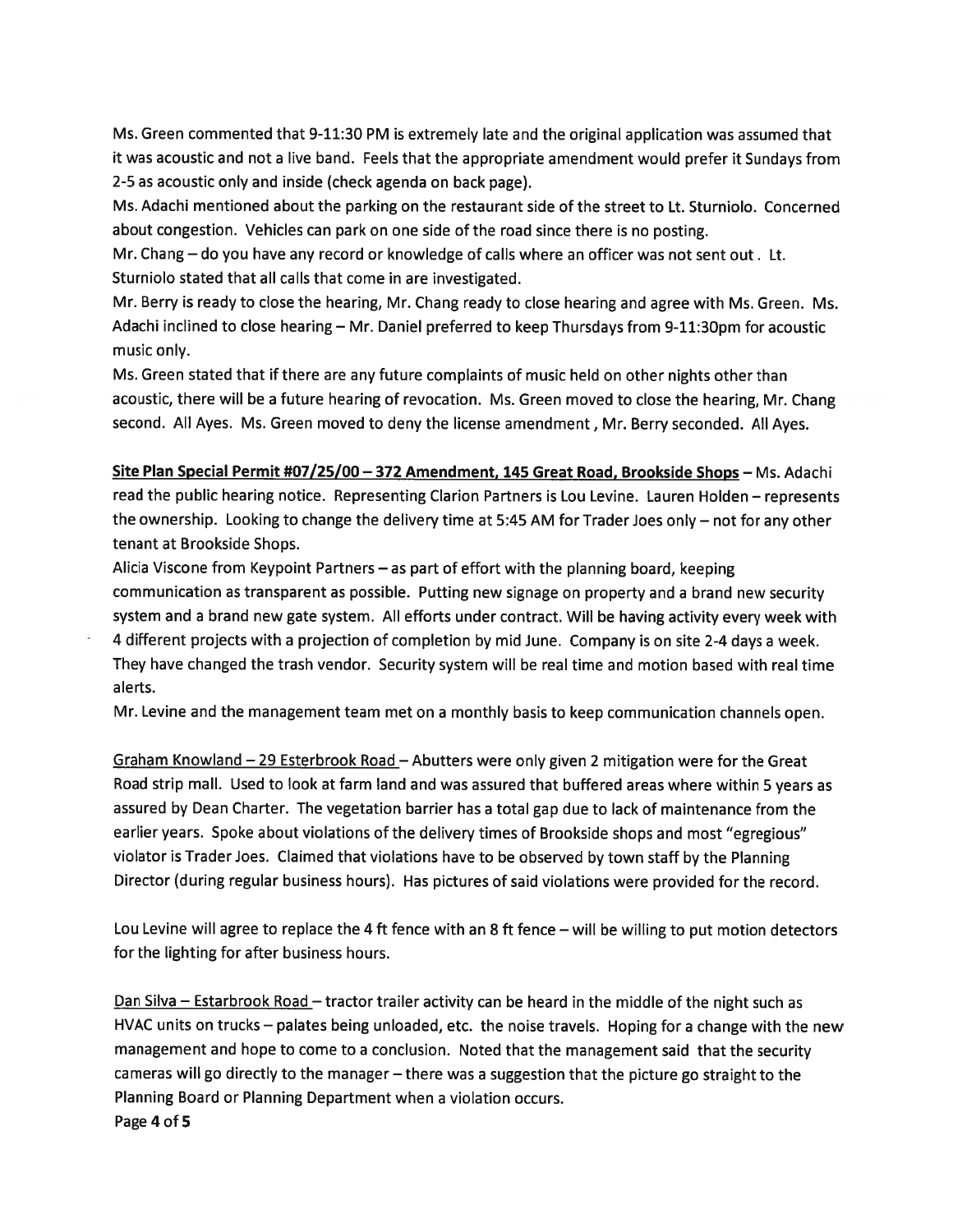Ms. Green commented that 9-11:30 PM is extremely late and the original application was assumed that it was acoustic and not a live band. Feels that the appropriate amendment would prefer it Sundays from 2-5 as acoustic only and inside (check agenda on back page).

Ms. Adachi mentioned about the parking on the restaurant side of the street to Lt. Sturniolo. Concerned about congestion. Vehicles can park on one side of the road since there is no posting.

Mr. Chang – do you have any record or knowledge of calls where an officer was not sent out . Lt. Sturniolo stated that all calls that come in are investigated.

Mr. Berry is ready to close the hearing, Mr. Chang ready to close hearing and agree with Ms. Green. Ms. Adachi inclined to close hearing – Mr. Daniel preferred to keep Thursdays from 9-11:30pm for acoustic music only.

Ms. Green stated that if there are any future complaints of music held on other nights other than acoustic, there will be a future hearing of revocation. Ms. Green moved to close the hearing, Mr. Chang second. All Ayes. Ms. Green moved to deny the license amendment , Mr. Berry seconded. All Ayes.

**<u>Site Plan Special Permit #07/25/00 – 372 Amendment, 145 Great Road, Brookside Shops</u>** – Ms. Adachi read the public hearing notice. Representing Clarion Partners is Lou Levine. Lauren Holden – represents the ownership. Looking to change the delivery time at 5:45 AM for Trader Joes only – not for any other tenant at Brookside Shops.

Alicia Viscone from Keypoint Partners – as part of effort with the planning board, keeping communication as transparent as possible. Putting new signage on property and a brand new security system and a brand new gate system. All efforts under contract. Will be having activity every week with 4 different projects with a projection of completion by mid June. Company is on site 2-4 days a week. They have changed the trash vendor. Security system will be real time and motion based with real time alerts.

Mr. Levine and the management team met on a monthly basis to keep communication channels open.

<u>Graham Knowland – 29 Esterbrook Road</u> – Abutters were only given 2 mitigation were for the Great Road strip mall. Used to look at farm land and was assured that buffered areas where within 5 years as assured by Dean Charter. The vegetation barrier has a total gap due to lack of maintenance from the earlier years. Spoke about violations of the delivery times of Brookside shops and most "egregious" violator is Trader Joes. Claimed that violations have to be observed by town staff by the Planning Director (during regular business hours). Has pictures of said violations were provided for the record.

Lou Levine will agree to replace the 4 ft fence with an 8 ft fence – will be willing to put motion detectors for the lighting for after business hours.

<u>Dan Silva – Estarbrook Road</u> – tractor trailer activity can be heard in the middle of the night such as HVAC units on trucks – palates being unloaded, etc. the noise travels. Hoping for a change with the new management and hope to come to a conclusion. Noted that the management said that the security cameras will go directly to the manager – there was a suggestion that the picture go straight to the Planning Board or Planning Department when a violation occurs.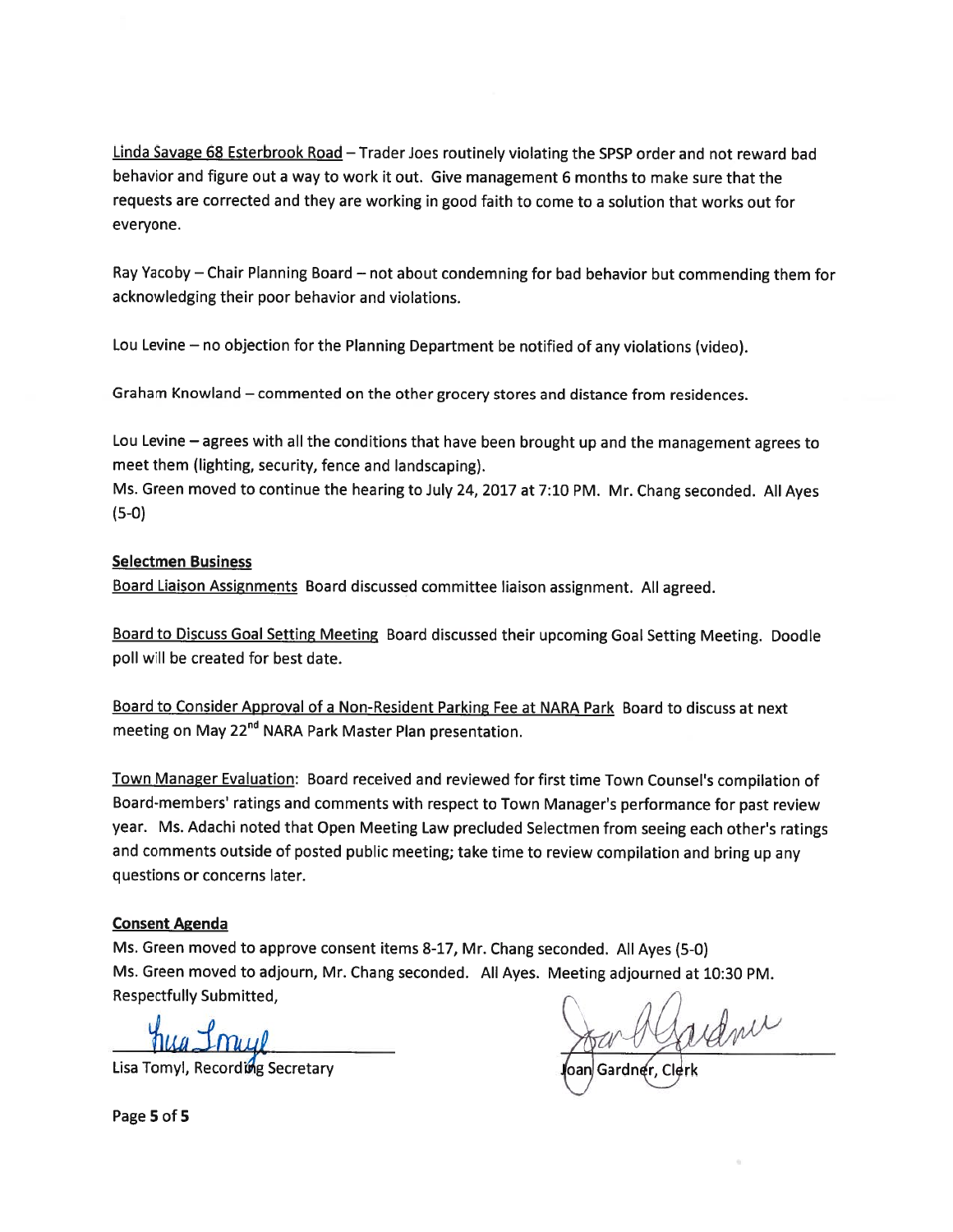Linda Savage 68 Esterbrook Road – Trader Joes routinely violating the SPSP order and not reward bad behavior and figure out a way to work it out. Give management 6 months to make sure that the requests are corrected and they are working in good faith to come to a solution that works out for everyone.

Ray Yacoby – Chair Planning Board – not about condemning for bad behavior but commending them for acknowledging their poor behavior and violations.

Lou Levine – no objection for the Planning Department be notified of any violations (video).

Graham Knowland – commented on the other grocery stores and distance from residences.

Lou Levine – agrees with all the conditions that have been brought up and the management agrees to meet them (lighting, security, fence and landscaping).
Ms. Green moved to continue the hearing to July 24, 2017 at 7:10 PM. Mr. Chang seconded. All Ayes (5-0)

**Selectmen Business**

Board Liaison Assignments Board discussed committee liaison assignment. All agreed.

Board to Discuss Goal Setting Meeting Board discussed their upcoming Goal Setting Meeting. Doodle poll will be created for best date.

Board to Consider Approval of a Non-Resident Parking Fee at NARA Park Board to discuss at next meeting on May 22nd NARA Park Master Plan presentation.

Town Manager Evaluation: Board received and reviewed for first time Town Counsel's compilation of Board-members' ratings and comments with respect to Town Manager's performance for past review year. Ms. Adachi noted that Open Meeting Law precluded Selectmen from seeing each other's ratings and comments outside of posted public meeting; take time to review compilation and bring up any questions or concerns later.

**Consent Agenda**

Ms. Green moved to approve consent items 8-17, Mr. Chang seconded. All Ayes (5-0)
Ms. Green moved to adjourn, Mr. Chang seconded. All Ayes. Meeting adjourned at 10:30 PM.
Respectfully Submitted,

Lisa Tomyl, Recording Secretary

Joan Gardner, Clerk